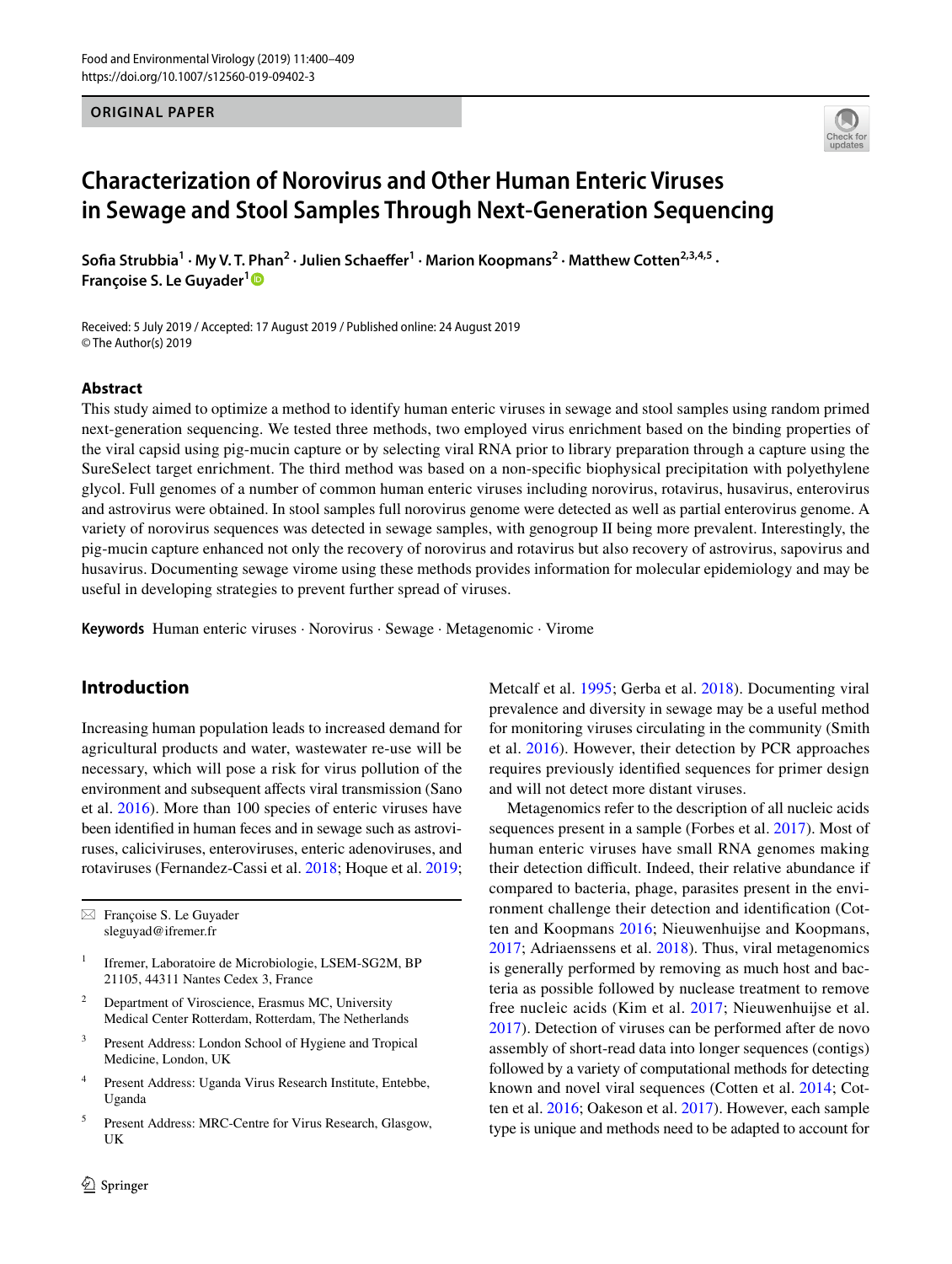ORIGINAL PAPER

# Characterization of Norovirus and Other Human Enteric Viruses in Sewage and Stool Samples Through Next-Generation Sequencing

**Sofia Strubbia[1] · My V. T. Phan[2] · Julien Schaeffer[1] · Marion Koopmans[2] · Matthew Cotten[2,3,4,5] · Françoise S. Le Guyader[1]**

Received: 5 July 2019 / Accepted: 17 August 2019 / Published online: 24 August 2019
© The Author(s) 2019

## Abstract

This study aimed to optimize a method to identify human enteric viruses in sewage and stool samples using random primed next-generation sequencing. We tested three methods, two employed virus enrichment based on the binding properties of the viral capsid using pig-mucin capture or by selecting viral RNA prior to library preparation through a capture using the SureSelect target enrichment. The third method was based on a non-specific biophysical precipitation with polyethylene glycol. Full genomes of a number of common human enteric viruses including norovirus, rotavirus, husavirus, enterovirus and astrovirus were obtained. In stool samples full norovirus genome were detected as well as partial enterovirus genome. A variety of norovirus sequences was detected in sewage samples, with genogroup II being more prevalent. Interestingly, the pig-mucin capture enhanced not only the recovery of norovirus and rotavirus but also recovery of astrovirus, sapovirus and husavirus. Documenting sewage virome using these methods provides information for molecular epidemiology and may be useful in developing strategies to prevent further spread of viruses.

**Keywords** Human enteric viruses · Norovirus · Sewage · Metagenomic · Virome

## Introduction

Increasing human population leads to increased demand for agricultural products and water, wastewater re-use will be necessary, which will pose a risk for virus pollution of the environment and subsequent affects viral transmission (Sano et al. 2016). More than 100 species of enteric viruses have been identified in human feces and in sewage such as astroviruses, caliciviruses, enteroviruses, enteric adenoviruses, and rotaviruses (Fernandez-Cassi et al. 2018; Hoque et al. 2019; Metcalf et al. 1995; Gerba et al. 2018). Documenting viral prevalence and diversity in sewage may be a useful method for monitoring viruses circulating in the community (Smith et al. 2016). However, their detection by PCR approaches requires previously identified sequences for primer design and will not detect more distant viruses.

Metagenomics refer to the description of all nucleic acids sequences present in a sample (Forbes et al. 2017). Most of human enteric viruses have small RNA genomes making their detection difficult. Indeed, their relative abundance if compared to bacteria, phage, parasites present in the environment challenge their detection and identification (Cotten and Koopmans 2016; Nieuwenhuijse and Koopmans, 2017; Adriaenssens et al. 2018). Thus, viral metagenomics is generally performed by removing as much host and bacteria as possible followed by nuclease treatment to remove free nucleic acids (Kim et al. 2017; Nieuwenhuijse et al. 2017). Detection of viruses can be performed after de novo assembly of short-read data into longer sequences (contigs) followed by a variety of computational methods for detecting known and novel viral sequences (Cotten et al. 2014; Cotten et al. 2016; Oakeson et al. 2017). However, each sample type is unique and methods need to be adapted to account for

---

✉ Françoise S. Le Guyader
sleguyad@ifremer.fr

[1] Ifremer, Laboratoire de Microbiologie, LSEM-SG2M, BP 21105, 44311 Nantes Cedex 3, France

[2] Department of Viroscience, Erasmus MC, University Medical Center Rotterdam, Rotterdam, The Netherlands

[3] Present Address: London School of Hygiene and Tropical Medicine, London, UK

[4] Present Address: Uganda Virus Research Institute, Entebbe, Uganda

[5] Present Address: MRC-Centre for Virus Research, Glasgow, UK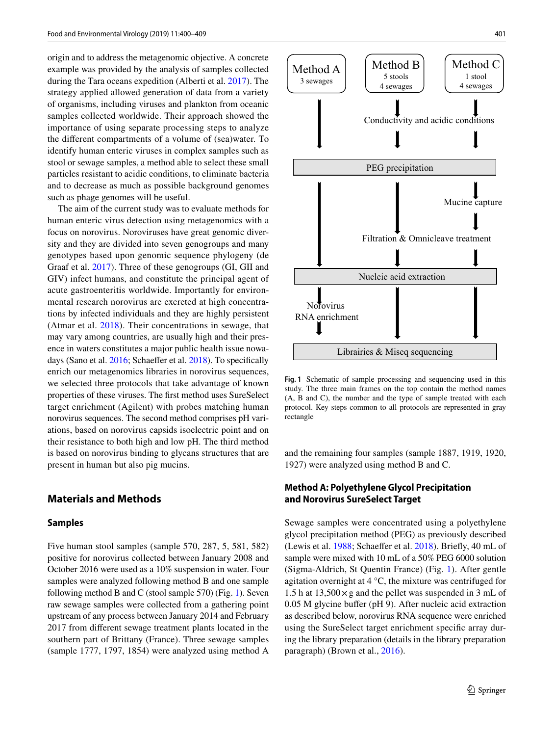origin and to address the metagenomic objective. A concrete example was provided by the analysis of samples collected during the Tara oceans expedition (Alberti et al. 2017). The strategy applied allowed generation of data from a variety of organisms, including viruses and plankton from oceanic samples collected worldwide. Their approach showed the importance of using separate processing steps to analyze the different compartments of a volume of (sea)water. To identify human enteric viruses in complex samples such as stool or sewage samples, a method able to select these small particles resistant to acidic conditions, to eliminate bacteria and to decrease as much as possible background genomes such as phage genomes will be useful.

The aim of the current study was to evaluate methods for human enteric virus detection using metagenomics with a focus on norovirus. Noroviruses have great genomic diversity and they are divided into seven genogroups and many genotypes based upon genomic sequence phylogeny (de Graaf et al. 2017). Three of these genogroups (GI, GII and GIV) infect humans, and constitute the principal agent of acute gastroenteritis worldwide. Importantly for environmental research norovirus are excreted at high concentrations by infected individuals and they are highly persistent (Atmar et al. 2018). Their concentrations in sewage, that may vary among countries, are usually high and their presence in waters constitutes a major public health issue nowadays (Sano et al. 2016; Schaeffer et al. 2018). To specifically enrich our metagenomics libraries in norovirus sequences, we selected three protocols that take advantage of known properties of these viruses. The first method uses SureSelect target enrichment (Agilent) with probes matching human norovirus sequences. The second method comprises pH variations, based on norovirus capsids isoelectric point and on their resistance to both high and low pH. The third method is based on norovirus binding to glycans structures that are present in human but also pig mucins.

## Materials and Methods

### Samples

Five human stool samples (sample 570, 287, 5, 581, 582) positive for norovirus collected between January 2008 and October 2016 were used as a 10% suspension in water. Four samples were analyzed following method B and one sample following method B and C (stool sample 570) (Fig. 1). Seven raw sewage samples were collected from a gathering point upstream of any process between January 2014 and February 2017 from different sewage treatment plants located in the southern part of Brittany (France). Three sewage samples (sample 1777, 1797, 1854) were analyzed using method A and the remaining four samples (sample 1887, 1919, 1920, 1927) were analyzed using method B and C.

Method A: 3 sewages → PEG precipitation → Nucleic acid extraction → Norovirus RNA enrichment → Librairies & Miseq sequencing

Method B: 5 stools, 4 sewages → Conductivity and acidic conditions → PEG precipitation → Filtration & Omnicleave treatment → Nucleic acid extraction → Librairies & Miseq sequencing

Method C: 1 stool, 4 sewages → Conductivity and acidic conditions → PEG precipitation → Mucine capture → Filtration & Omnicleave treatment → Nucleic acid extraction → Librairies & Miseq sequencing

**Fig. 1** Schematic of sample processing and sequencing used in this study. The three main frames on the top contain the method names (A, B and C), the number and the type of sample treated with each protocol. Key steps common to all protocols are represented in gray rectangle

### Method A: Polyethylene Glycol Precipitation and Norovirus SureSelect Target

Sewage samples were concentrated using a polyethylene glycol precipitation method (PEG) as previously described (Lewis et al. 1988; Schaeffer et al. 2018). Briefly, 40 mL of sample were mixed with 10 mL of a 50% PEG 6000 solution (Sigma-Aldrich, St Quentin France) (Fig. 1). After gentle agitation overnight at 4 °C, the mixture was centrifuged for 1.5 h at 13,500 × g and the pellet was suspended in 3 mL of 0.05 M glycine buffer (pH 9). After nucleic acid extraction as described below, norovirus RNA sequence were enriched using the SureSelect target enrichment specific array during the library preparation (details in the library preparation paragraph) (Brown et al., 2016).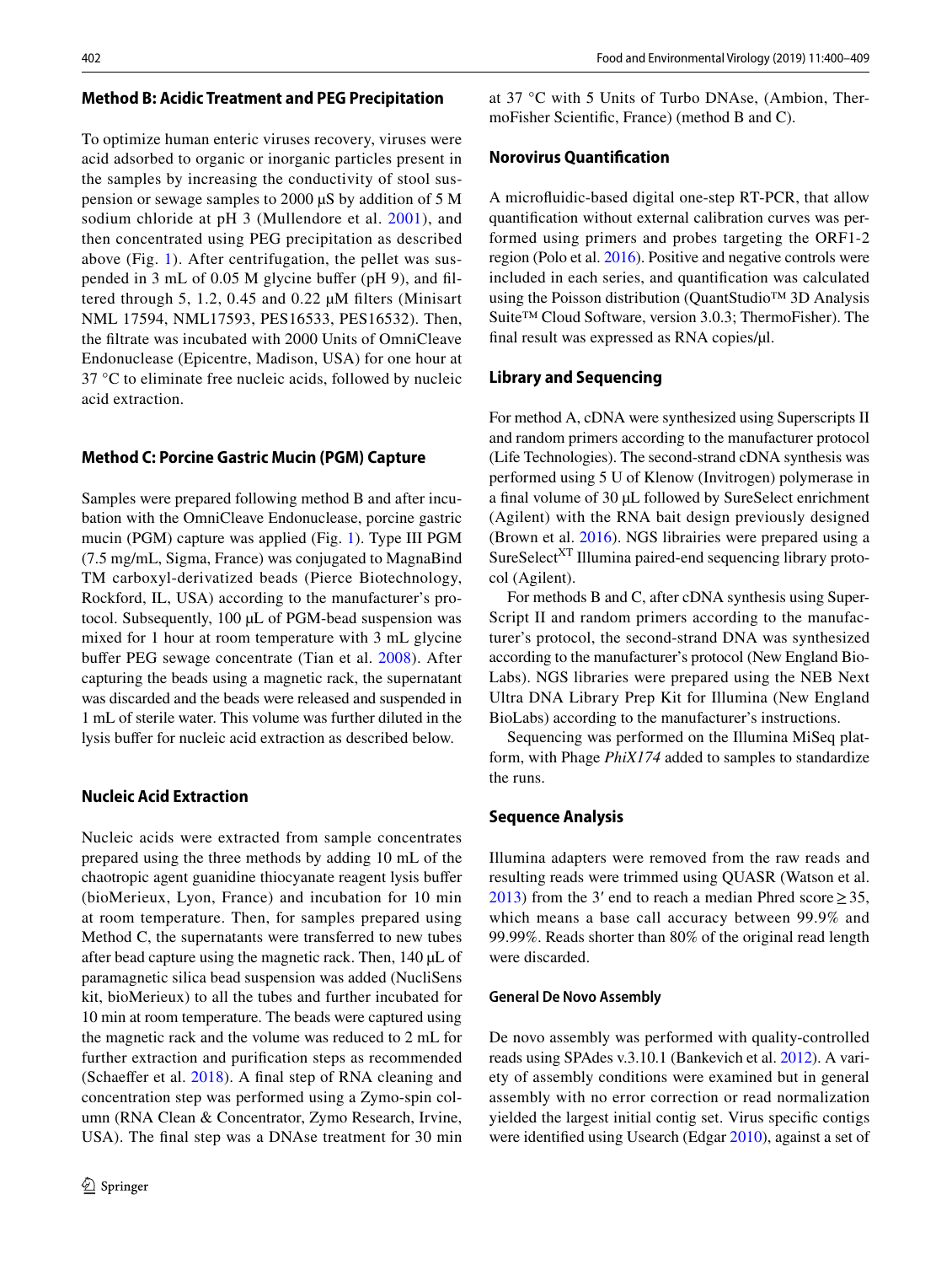### Method B: Acidic Treatment and PEG Precipitation

To optimize human enteric viruses recovery, viruses were acid adsorbed to organic or inorganic particles present in the samples by increasing the conductivity of stool suspension or sewage samples to 2000 µS by addition of 5 M sodium chloride at pH 3 (Mullendore et al. 2001), and then concentrated using PEG precipitation as described above (Fig. 1). After centrifugation, the pellet was suspended in 3 mL of 0.05 M glycine buffer (pH 9), and filtered through 5, 1.2, 0.45 and 0.22 µM filters (Minisart NML 17594, NML17593, PES16533, PES16532). Then, the filtrate was incubated with 2000 Units of OmniCleave Endonuclease (Epicentre, Madison, USA) for one hour at 37 °C to eliminate free nucleic acids, followed by nucleic acid extraction.

### Method C: Porcine Gastric Mucin (PGM) Capture

Samples were prepared following method B and after incubation with the OmniCleave Endonuclease, porcine gastric mucin (PGM) capture was applied (Fig. 1). Type III PGM (7.5 mg/mL, Sigma, France) was conjugated to MagnaBind TM carboxyl-derivatized beads (Pierce Biotechnology, Rockford, IL, USA) according to the manufacturer's protocol. Subsequently, 100 µL of PGM-bead suspension was mixed for 1 hour at room temperature with 3 mL glycine buffer PEG sewage concentrate (Tian et al. 2008). After capturing the beads using a magnetic rack, the supernatant was discarded and the beads were released and suspended in 1 mL of sterile water. This volume was further diluted in the lysis buffer for nucleic acid extraction as described below.

### Nucleic Acid Extraction

Nucleic acids were extracted from sample concentrates prepared using the three methods by adding 10 mL of the chaotropic agent guanidine thiocyanate reagent lysis buffer (bioMerieux, Lyon, France) and incubation for 10 min at room temperature. Then, for samples prepared using Method C, the supernatants were transferred to new tubes after bead capture using the magnetic rack. Then, 140 µL of paramagnetic silica bead suspension was added (NucliSens kit, bioMerieux) to all the tubes and further incubated for 10 min at room temperature. The beads were captured using the magnetic rack and the volume was reduced to 2 mL for further extraction and purification steps as recommended (Schaeffer et al. 2018). A final step of RNA cleaning and concentration step was performed using a Zymo-spin column (RNA Clean & Concentrator, Zymo Research, Irvine, USA). The final step was a DNAse treatment for 30 min at 37 °C with 5 Units of Turbo DNAse, (Ambion, ThermoFisher Scientific, France) (method B and C).

### Norovirus Quantification

A microfluidic-based digital one-step RT-PCR, that allow quantification without external calibration curves was performed using primers and probes targeting the ORF1-2 region (Polo et al. 2016). Positive and negative controls were included in each series, and quantification was calculated using the Poisson distribution (QuantStudio™ 3D Analysis Suite™ Cloud Software, version 3.0.3; ThermoFisher). The final result was expressed as RNA copies/µl.

### Library and Sequencing

For method A, cDNA were synthesized using Superscripts II and random primers according to the manufacturer protocol (Life Technologies). The second-strand cDNA synthesis was performed using 5 U of Klenow (Invitrogen) polymerase in a final volume of 30 µL followed by SureSelect enrichment (Agilent) with the RNA bait design previously designed (Brown et al. 2016). NGS librairies were prepared using a SureSelect$^{XT}$ Illumina paired-end sequencing library protocol (Agilent).

For methods B and C, after cDNA synthesis using SuperScript II and random primers according to the manufacturer's protocol, the second-strand DNA was synthesized according to the manufacturer's protocol (New England BioLabs). NGS libraries were prepared using the NEB Next Ultra DNA Library Prep Kit for Illumina (New England BioLabs) according to the manufacturer's instructions.

Sequencing was performed on the Illumina MiSeq platform, with Phage *PhiX174* added to samples to standardize the runs.

### Sequence Analysis

Illumina adapters were removed from the raw reads and resulting reads were trimmed using QUASR (Watson et al. 2013) from the 3′ end to reach a median Phred score ≥ 35, which means a base call accuracy between 99.9% and 99.99%. Reads shorter than 80% of the original read length were discarded.

#### General De Novo Assembly

De novo assembly was performed with quality-controlled reads using SPAdes v.3.10.1 (Bankevich et al. 2012). A variety of assembly conditions were examined but in general assembly with no error correction or read normalization yielded the largest initial contig set. Virus specific contigs were identified using Usearch (Edgar 2010), against a set of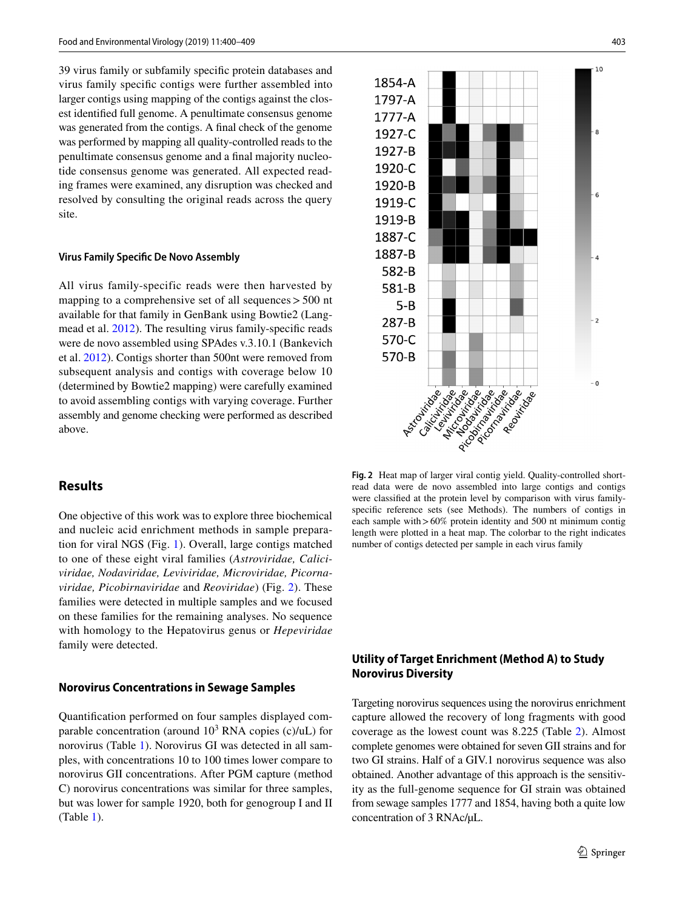39 virus family or subfamily specific protein databases and virus family specific contigs were further assembled into larger contigs using mapping of the contigs against the closest identified full genome. A penultimate consensus genome was generated from the contigs. A final check of the genome was performed by mapping all quality-controlled reads to the penultimate consensus genome and a final majority nucleotide consensus genome was generated. All expected reading frames were examined, any disruption was checked and resolved by consulting the original reads across the query site.

### Virus Family Specific De Novo Assembly

All virus family-specific reads were then harvested by mapping to a comprehensive set of all sequences > 500 nt available for that family in GenBank using Bowtie2 (Langmead et al. 2012). The resulting virus family-specific reads were de novo assembled using SPAdes v.3.10.1 (Bankevich et al. 2012). Contigs shorter than 500nt were removed from subsequent analysis and contigs with coverage below 10 (determined by Bowtie2 mapping) were carefully examined to avoid assembling contigs with varying coverage. Further assembly and genome checking were performed as described above.

## Results

One objective of this work was to explore three biochemical and nucleic acid enrichment methods in sample preparation for viral NGS (Fig. 1). Overall, large contigs matched to one of these eight viral families (*Astroviridae, Caliciviridae, Nodaviridae, Leviviridae, Microviridae, Picornaviridae, Picobirnaviridae* and *Reoviridae*) (Fig. 2). These families were detected in multiple samples and we focused on these families for the remaining analyses. No sequence with homology to the Hepatovirus genus or *Hepeviridae* family were detected.

### Norovirus Concentrations in Sewage Samples

Quantification performed on four samples displayed comparable concentration (around $10^3$ RNA copies (c)/uL) for norovirus (Table 1). Norovirus GI was detected in all samples, with concentrations 10 to 100 times lower compare to norovirus GII concentrations. After PGM capture (method C) norovirus concentrations was similar for three samples, but was lower for sample 1920, both for genogroup I and II (Table 1).

**Fig. 2** Heat map of larger viral contig yield. Quality-controlled short-read data were de novo assembled into large contigs and contigs were classified at the protein level by comparison with virus family-specific reference sets (see Methods). The numbers of contigs in each sample with > 60% protein identity and 500 nt minimum contig length were plotted in a heat map. The colorbar to the right indicates number of contigs detected per sample in each virus family

### Utility of Target Enrichment (Method A) to Study Norovirus Diversity

Targeting norovirus sequences using the norovirus enrichment capture allowed the recovery of long fragments with good coverage as the lowest count was 8.225 (Table 2). Almost complete genomes were obtained for seven GII strains and for two GI strains. Half of a GIV.1 norovirus sequence was also obtained. Another advantage of this approach is the sensitivity as the full-genome sequence for GI strain was obtained from sewage samples 1777 and 1854, having both a quite low concentration of 3 RNAc/µL.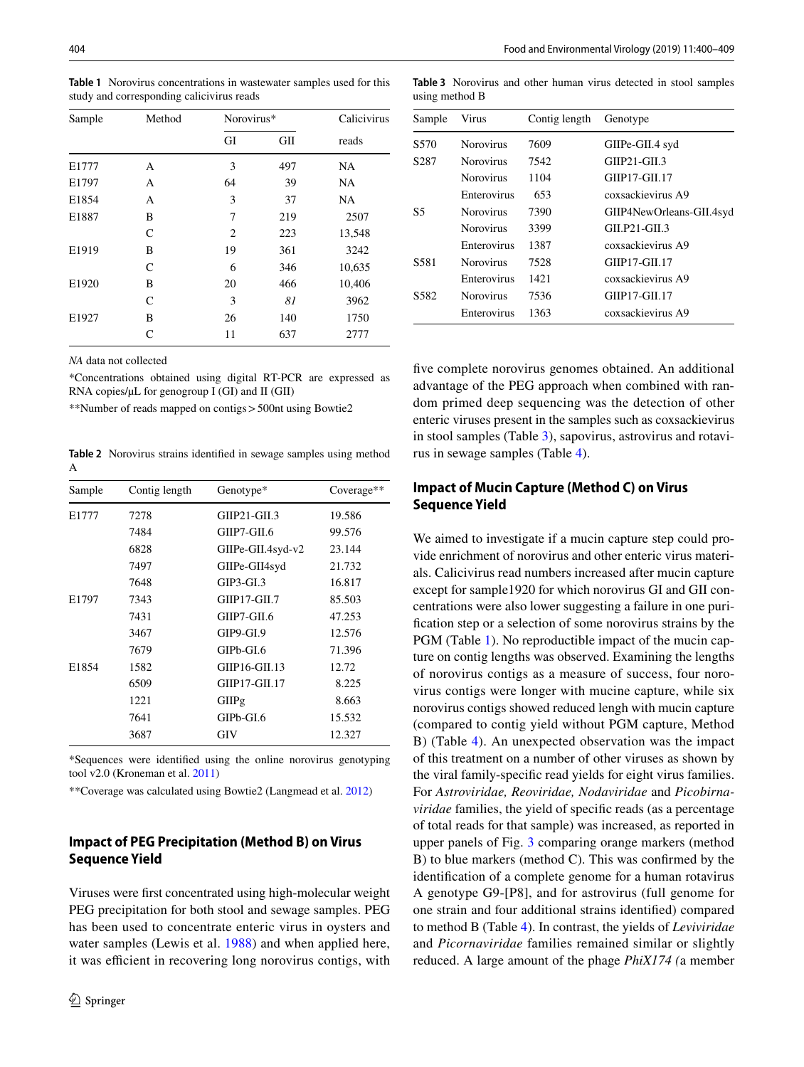**Table 1** Norovirus concentrations in wastewater samples used for this study and corresponding calicivirus reads

| Sample | Method | Norovirus* | | Calicivirus |
|---|---|---|---|---|
| | | GI | GII | reads |
| E1777 | A | 3 | 497 | NA |
| E1797 | A | 64 | 39 | NA |
| E1854 | A | 3 | 37 | NA |
| E1887 | B | 7 | 219 | 2507 |
| | C | 2 | 223 | 13,548 |
| E1919 | B | 19 | 361 | 3242 |
| | C | 6 | 346 | 10,635 |
| E1920 | B | 20 | 466 | 10,406 |
| | C | 3 | *81* | 3962 |
| E1927 | B | 26 | 140 | 1750 |
| | C | 11 | 637 | 2777 |

*NA* data not collected

*Concentrations obtained using digital RT-PCR are expressed as RNA copies/μL for genogroup I (GI) and II (GII)

**Number of reads mapped on contigs > 500nt using Bowtie2

**Table 2** Norovirus strains identified in sewage samples using method A

| Sample | Contig length | Genotype* | Coverage** |
|---|---|---|---|
| E1777 | 7278 | GIIP21-GII.3 | 19.586 |
| | 7484 | GIIP7-GII.6 | 99.576 |
| | 6828 | GIIPe-GII.4syd-v2 | 23.144 |
| | 7497 | GIIPe-GII4syd | 21.732 |
| | 7648 | GIP3-GI.3 | 16.817 |
| E1797 | 7343 | GIIP17-GII.7 | 85.503 |
| | 7431 | GIIP7-GII.6 | 47.253 |
| | 3467 | GIP9-GI.9 | 12.576 |
| | 7679 | GIPb-GI.6 | 71.396 |
| E1854 | 1582 | GIIP16-GII.13 | 12.72 |
| | 6509 | GIIP17-GII.17 | 8.225 |
| | 1221 | GIIPg | 8.663 |
| | 7641 | GIPb-GI.6 | 15.532 |
| | 3687 | GIV | 12.327 |

*Sequences were identified using the online norovirus genotyping tool v2.0 (Kroneman et al. 2011)

**Coverage was calculated using Bowtie2 (Langmead et al. 2012)

## Impact of PEG Precipitation (Method B) on Virus Sequence Yield

Viruses were first concentrated using high-molecular weight PEG precipitation for both stool and sewage samples. PEG has been used to concentrate enteric virus in oysters and water samples (Lewis et al. 1988) and when applied here, it was efficient in recovering long norovirus contigs, with five complete norovirus genomes obtained. An additional advantage of the PEG approach when combined with random primed deep sequencing was the detection of other enteric viruses present in the samples such as coxsackievirus in stool samples (Table 3), sapovirus, astrovirus and rotavirus in sewage samples (Table 4).

**Table 3** Norovirus and other human virus detected in stool samples using method B

| Sample | Virus | Contig length | Genotype |
|---|---|---|---|
| S570 | Norovirus | 7609 | GIIPe-GII.4 syd |
| S287 | Norovirus | 7542 | GIIP21-GII.3 |
| | Norovirus | 1104 | GIIP17-GII.17 |
| | Enterovirus | 653 | coxsackievirus A9 |
| S5 | Norovirus | 7390 | GIIP4NewOrleans-GII.4syd |
| | Norovirus | 3399 | GII.P21-GII.3 |
| | Enterovirus | 1387 | coxsackievirus A9 |
| S581 | Norovirus | 7528 | GIIP17-GII.17 |
| | Enterovirus | 1421 | coxsackievirus A9 |
| S582 | Norovirus | 7536 | GIIP17-GII.17 |
| | Enterovirus | 1363 | coxsackievirus A9 |

## Impact of Mucin Capture (Method C) on Virus Sequence Yield

We aimed to investigate if a mucin capture step could provide enrichment of norovirus and other enteric virus materials. Calicivirus read numbers increased after mucin capture except for sample1920 for which norovirus GI and GII concentrations were also lower suggesting a failure in one purification step or a selection of some norovirus strains by the PGM (Table 1). No reproductible impact of the mucin capture on contig lengths was observed. Examining the lengths of norovirus contigs as a measure of success, four norovirus contigs were longer with mucine capture, while six norovirus contigs showed reduced lengh with mucin capture (compared to contig yield without PGM capture, Method B) (Table 4). An unexpected observation was the impact of this treatment on a number of other viruses as shown by the viral family-specific read yields for eight virus families. For *Astroviridae, Reoviridae, Nodaviridae* and *Picobirnaviridae* families, the yield of specific reads (as a percentage of total reads for that sample) was increased, as reported in upper panels of Fig. 3 comparing orange markers (method B) to blue markers (method C). This was confirmed by the identification of a complete genome for a human rotavirus A genotype G9-[P8], and for astrovirus (full genome for one strain and four additional strains identified) compared to method B (Table 4). In contrast, the yields of *Leviviridae* and *Picornaviridae* families remained similar or slightly reduced. A large amount of the phage *PhiX174 (*a member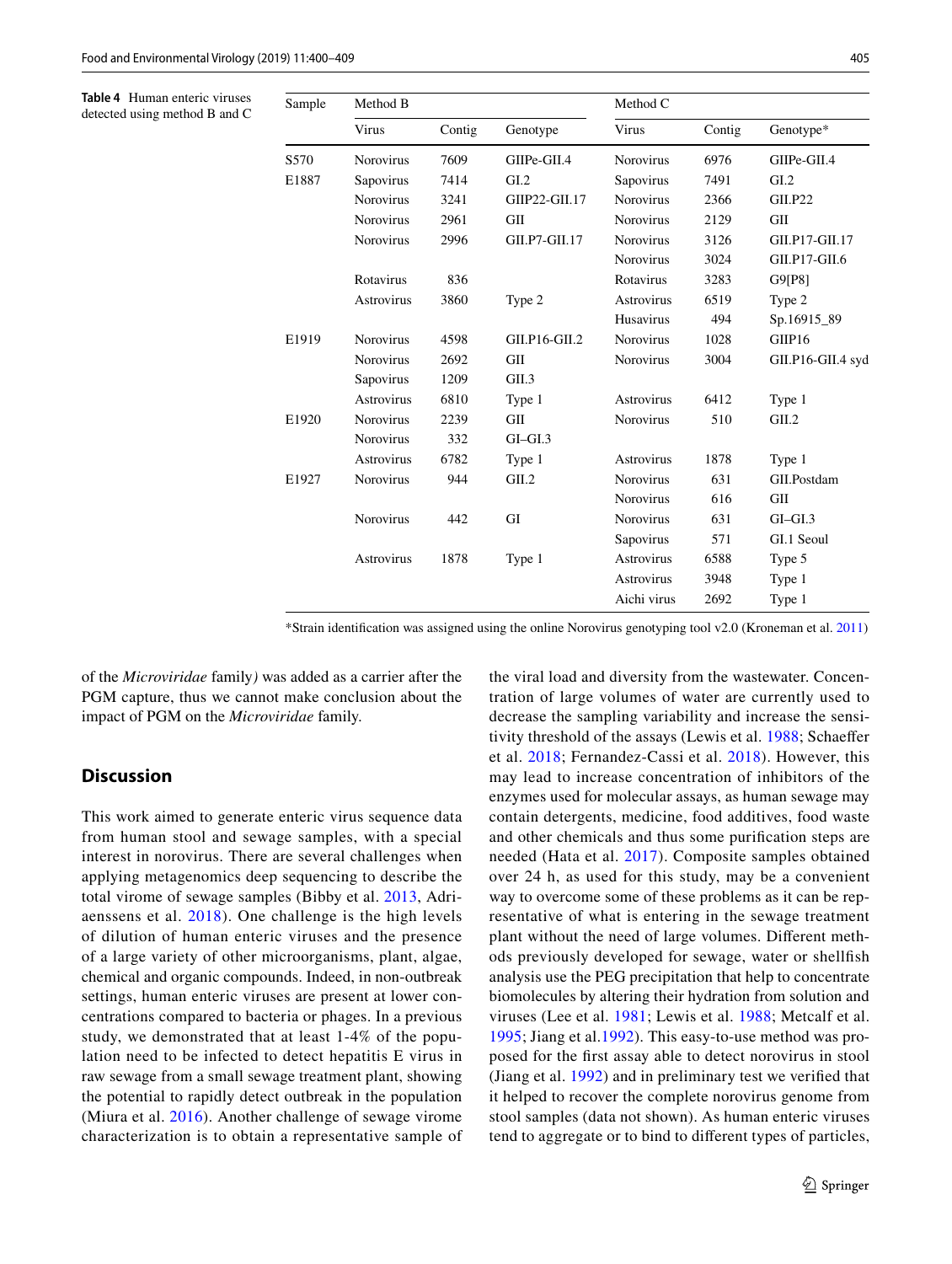**Table 4** Human enteric viruses detected using method B and C

| Sample | Method B | | | Method C | | |
|---|---|---|---|---|---|---|
| | Virus | Contig | Genotype | Virus | Contig | Genotype* |
| S570 | Norovirus | 7609 | GIIPe-GII.4 | Norovirus | 6976 | GIIPe-GII.4 |
| E1887 | Sapovirus | 7414 | GI.2 | Sapovirus | 7491 | GI.2 |
| | Norovirus | 3241 | GIIP22-GII.17 | Norovirus | 2366 | GII.P22 |
| | Norovirus | 2961 | GII | Norovirus | 2129 | GII |
| | Norovirus | 2996 | GII.P7-GII.17 | Norovirus | 3126 | GII.P17-GII.17 |
| | | | | Norovirus | 3024 | GII.P17-GII.6 |
| | Rotavirus | 836 | | Rotavirus | 3283 | G9[P8] |
| | Astrovirus | 3860 | Type 2 | Astrovirus | 6519 | Type 2 |
| | | | | Husavirus | 494 | Sp.16915_89 |
| E1919 | Norovirus | 4598 | GII.P16-GII.2 | Norovirus | 1028 | GIIP16 |
| | Norovirus | 2692 | GII | Norovirus | 3004 | GII.P16-GII.4 syd |
| | Sapovirus | 1209 | GII.3 | | | |
| | Astrovirus | 6810 | Type 1 | Astrovirus | 6412 | Type 1 |
| E1920 | Norovirus | 2239 | GII | Norovirus | 510 | GII.2 |
| | Norovirus | 332 | GI–GI.3 | | | |
| | Astrovirus | 6782 | Type 1 | Astrovirus | 1878 | Type 1 |
| E1927 | Norovirus | 944 | GII.2 | Norovirus | 631 | GII.Postdam |
| | | | | Norovirus | 616 | GII |
| | Norovirus | 442 | GI | Norovirus | 631 | GI–GI.3 |
| | | | | Sapovirus | 571 | GI.1 Seoul |
| | Astrovirus | 1878 | Type 1 | Astrovirus | 6588 | Type 5 |
| | | | | Astrovirus | 3948 | Type 1 |
| | | | | Aichi virus | 2692 | Type 1 |

*Strain identification was assigned using the online Norovirus genotyping tool v2.0 (Kroneman et al. 2011)

of the *Microviridae* family) was added as a carrier after the PGM capture, thus we cannot make conclusion about the impact of PGM on the *Microviridae* family.

## Discussion

This work aimed to generate enteric virus sequence data from human stool and sewage samples, with a special interest in norovirus. There are several challenges when applying metagenomics deep sequencing to describe the total virome of sewage samples (Bibby et al. 2013, Adriaenssens et al. 2018). One challenge is the high levels of dilution of human enteric viruses and the presence of a large variety of other microorganisms, plant, algae, chemical and organic compounds. Indeed, in non-outbreak settings, human enteric viruses are present at lower concentrations compared to bacteria or phages. In a previous study, we demonstrated that at least 1-4% of the population need to be infected to detect hepatitis E virus in raw sewage from a small sewage treatment plant, showing the potential to rapidly detect outbreak in the population (Miura et al. 2016). Another challenge of sewage virome characterization is to obtain a representative sample of the viral load and diversity from the wastewater. Concentration of large volumes of water are currently used to decrease the sampling variability and increase the sensitivity threshold of the assays (Lewis et al. 1988; Schaeffer et al. 2018; Fernandez-Cassi et al. 2018). However, this may lead to increase concentration of inhibitors of the enzymes used for molecular assays, as human sewage may contain detergents, medicine, food additives, food waste and other chemicals and thus some purification steps are needed (Hata et al. 2017). Composite samples obtained over 24 h, as used for this study, may be a convenient way to overcome some of these problems as it can be representative of what is entering in the sewage treatment plant without the need of large volumes. Different methods previously developed for sewage, water or shellfish analysis use the PEG precipitation that help to concentrate biomolecules by altering their hydration from solution and viruses (Lee et al. 1981; Lewis et al. 1988; Metcalf et al. 1995; Jiang et al.1992). This easy-to-use method was proposed for the first assay able to detect norovirus in stool (Jiang et al. 1992) and in preliminary test we verified that it helped to recover the complete norovirus genome from stool samples (data not shown). As human enteric viruses tend to aggregate or to bind to different types of particles,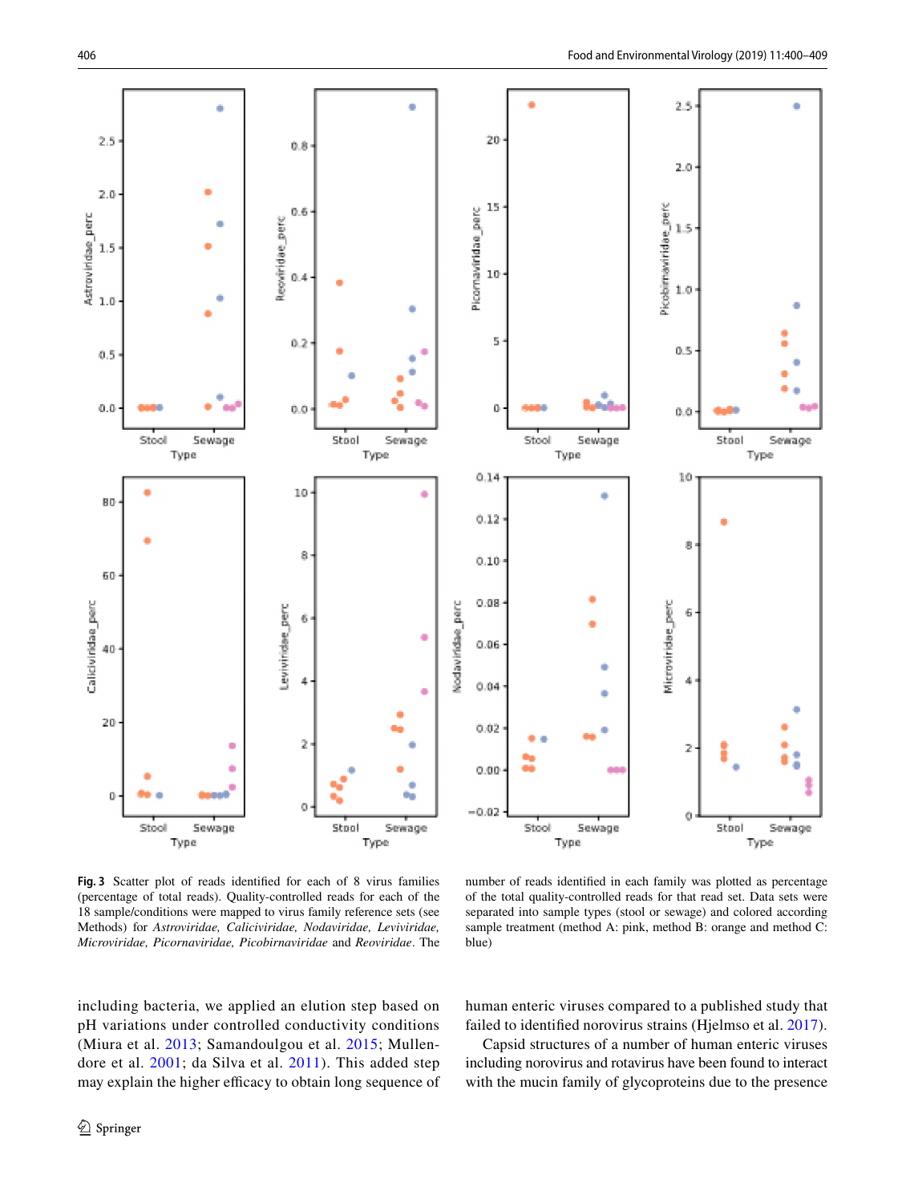**Fig. 3** Scatter plot of reads identified for each of 8 virus families (percentage of total reads). Quality-controlled reads for each of the 18 sample/conditions were mapped to virus family reference sets (see Methods) for *Astroviridae, Caliciviridae, Nodaviridae, Leviviridae, Microviridae, Picornaviridae, Picobirnaviridae* and *Reoviridae*. The number of reads identified in each family was plotted as percentage of the total quality-controlled reads for that read set. Data sets were separated into sample types (stool or sewage) and colored according sample treatment (method A: pink, method B: orange and method C: blue)

including bacteria, we applied an elution step based on pH variations under controlled conductivity conditions (Miura et al. 2013; Samandoulgou et al. 2015; Mullendore et al. 2001; da Silva et al. 2011). This added step may explain the higher efficacy to obtain long sequence of human enteric viruses compared to a published study that failed to identified norovirus strains (Hjelmso et al. 2017).

Capsid structures of a number of human enteric viruses including norovirus and rotavirus have been found to interact with the mucin family of glycoproteins due to the presence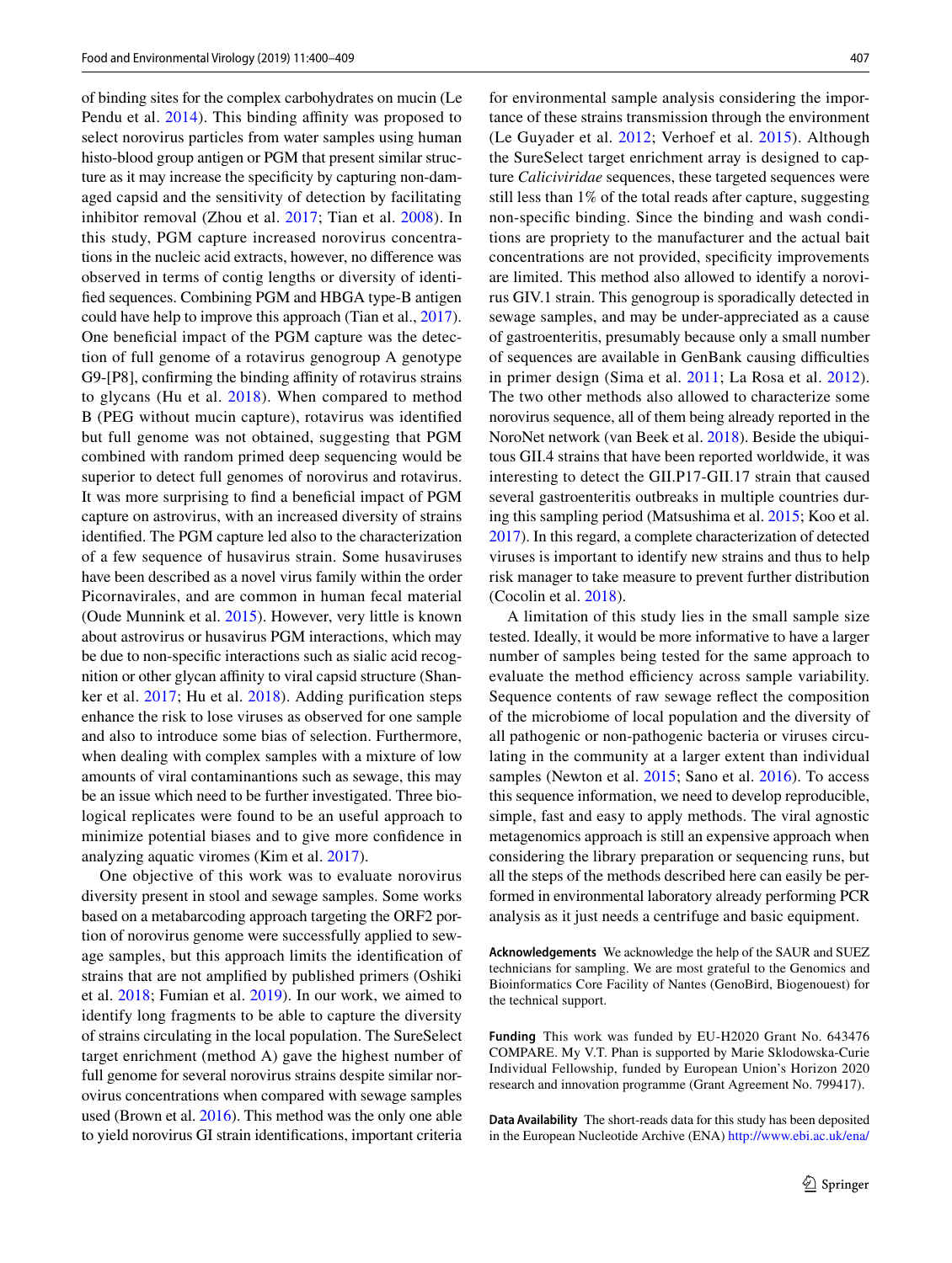of binding sites for the complex carbohydrates on mucin (Le Pendu et al. 2014). This binding affinity was proposed to select norovirus particles from water samples using human histo-blood group antigen or PGM that present similar structure as it may increase the specificity by capturing non-damaged capsid and the sensitivity of detection by facilitating inhibitor removal (Zhou et al. 2017; Tian et al. 2008). In this study, PGM capture increased norovirus concentrations in the nucleic acid extracts, however, no difference was observed in terms of contig lengths or diversity of identified sequences. Combining PGM and HBGA type-B antigen could have help to improve this approach (Tian et al., 2017). One beneficial impact of the PGM capture was the detection of full genome of a rotavirus genogroup A genotype G9-[P8], confirming the binding affinity of rotavirus strains to glycans (Hu et al. 2018). When compared to method B (PEG without mucin capture), rotavirus was identified but full genome was not obtained, suggesting that PGM combined with random primed deep sequencing would be superior to detect full genomes of norovirus and rotavirus. It was more surprising to find a beneficial impact of PGM capture on astrovirus, with an increased diversity of strains identified. The PGM capture led also to the characterization of a few sequence of husavirus strain. Some husaviruses have been described as a novel virus family within the order Picornavirales, and are common in human fecal material (Oude Munnink et al. 2015). However, very little is known about astrovirus or husavirus PGM interactions, which may be due to non-specific interactions such as sialic acid recognition or other glycan affinity to viral capsid structure (Shanker et al. 2017; Hu et al. 2018). Adding purification steps enhance the risk to lose viruses as observed for one sample and also to introduce some bias of selection. Furthermore, when dealing with complex samples with a mixture of low amounts of viral contaminantions such as sewage, this may be an issue which need to be further investigated. Three biological replicates were found to be an useful approach to minimize potential biases and to give more confidence in analyzing aquatic viromes (Kim et al. 2017).

One objective of this work was to evaluate norovirus diversity present in stool and sewage samples. Some works based on a metabarcoding approach targeting the ORF2 portion of norovirus genome were successfully applied to sewage samples, but this approach limits the identification of strains that are not amplified by published primers (Oshiki et al. 2018; Fumian et al. 2019). In our work, we aimed to identify long fragments to be able to capture the diversity of strains circulating in the local population. The SureSelect target enrichment (method A) gave the highest number of full genome for several norovirus strains despite similar norovirus concentrations when compared with sewage samples used (Brown et al. 2016). This method was the only one able to yield norovirus GI strain identifications, important criteria for environmental sample analysis considering the importance of these strains transmission through the environment (Le Guyader et al. 2012; Verhoef et al. 2015). Although the SureSelect target enrichment array is designed to capture *Caliciviridae* sequences, these targeted sequences were still less than 1% of the total reads after capture, suggesting non-specific binding. Since the binding and wash conditions are propriety to the manufacturer and the actual bait concentrations are not provided, specificity improvements are limited. This method also allowed to identify a norovirus GIV.1 strain. This genogroup is sporadically detected in sewage samples, and may be under-appreciated as a cause of gastroenteritis, presumably because only a small number of sequences are available in GenBank causing difficulties in primer design (Sima et al. 2011; La Rosa et al. 2012). The two other methods also allowed to characterize some norovirus sequence, all of them being already reported in the NoroNet network (van Beek et al. 2018). Beside the ubiquitous GII.4 strains that have been reported worldwide, it was interesting to detect the GII.P17-GII.17 strain that caused several gastroenteritis outbreaks in multiple countries during this sampling period (Matsushima et al. 2015; Koo et al. 2017). In this regard, a complete characterization of detected viruses is important to identify new strains and thus to help risk manager to take measure to prevent further distribution (Cocolin et al. 2018).

A limitation of this study lies in the small sample size tested. Ideally, it would be more informative to have a larger number of samples being tested for the same approach to evaluate the method efficiency across sample variability. Sequence contents of raw sewage reflect the composition of the microbiome of local population and the diversity of all pathogenic or non-pathogenic bacteria or viruses circulating in the community at a larger extent than individual samples (Newton et al. 2015; Sano et al. 2016). To access this sequence information, we need to develop reproducible, simple, fast and easy to apply methods. The viral agnostic metagenomics approach is still an expensive approach when considering the library preparation or sequencing runs, but all the steps of the methods described here can easily be performed in environmental laboratory already performing PCR analysis as it just needs a centrifuge and basic equipment.

**Acknowledgements** We acknowledge the help of the SAUR and SUEZ technicians for sampling. We are most grateful to the Genomics and Bioinformatics Core Facility of Nantes (GenoBird, Biogenouest) for the technical support.

**Funding** This work was funded by EU-H2020 Grant No. 643476 COMPARE. My V.T. Phan is supported by Marie Sklodowska-Curie Individual Fellowship, funded by European Union's Horizon 2020 research and innovation programme (Grant Agreement No. 799417).

**Data Availability** The short-reads data for this study has been deposited in the European Nucleotide Archive (ENA) http://www.ebi.ac.uk/ena/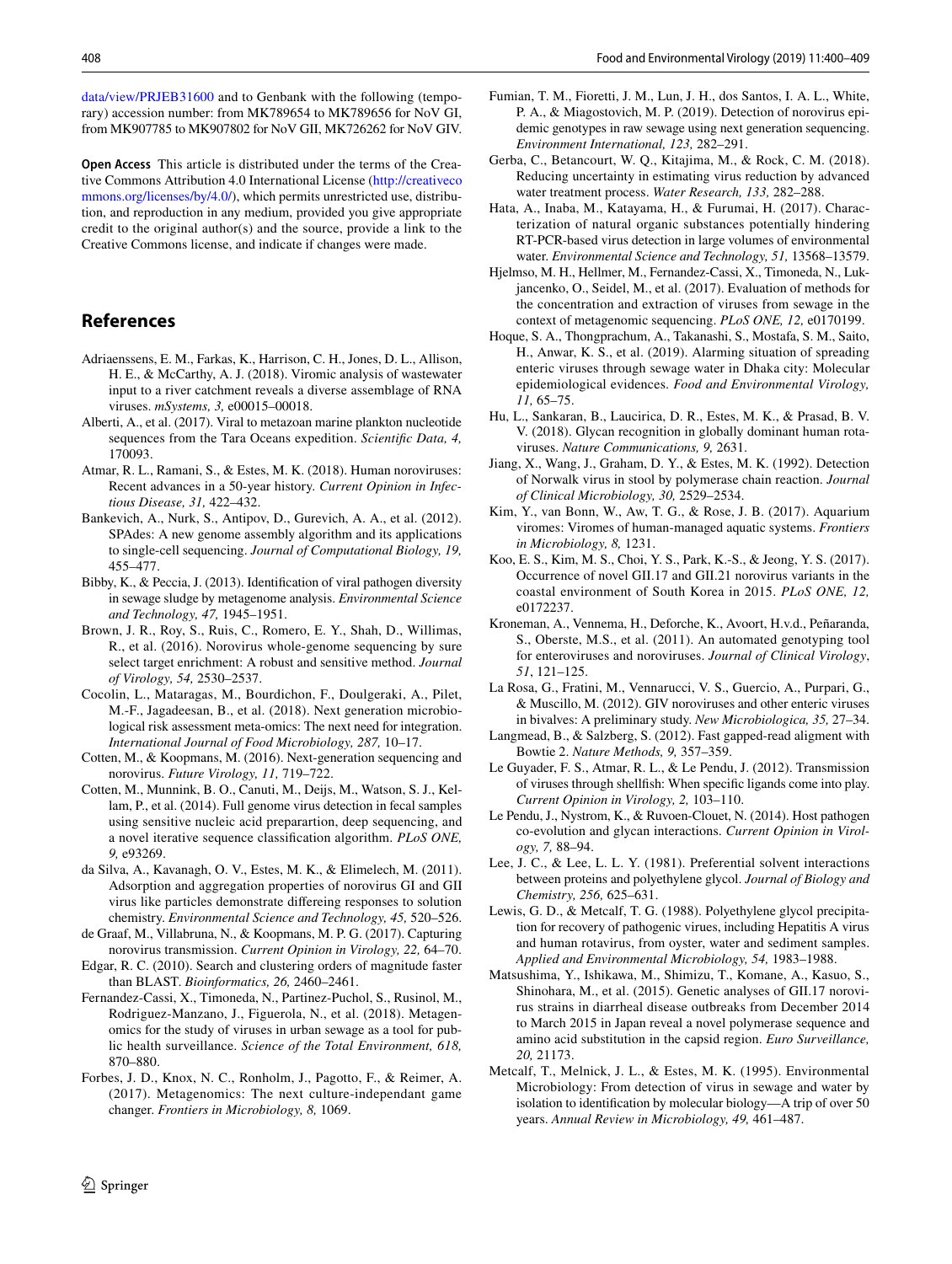data/view/PRJEB31600 and to Genbank with the following (temporary) accession number: from MK789654 to MK789656 for NoV GI, from MK907785 to MK907802 for NoV GII, MK726262 for NoV GIV.

**Open Access** This article is distributed under the terms of the Creative Commons Attribution 4.0 International License (http://creativecommons.org/licenses/by/4.0/), which permits unrestricted use, distribution, and reproduction in any medium, provided you give appropriate credit to the original author(s) and the source, provide a link to the Creative Commons license, and indicate if changes were made.

## References

Adriaenssens, E. M., Farkas, K., Harrison, C. H., Jones, D. L., Allison, H. E., & McCarthy, A. J. (2018). Viromic analysis of wastewater input to a river catchment reveals a diverse assemblage of RNA viruses. *mSystems, 3,* e00015–00018.

Alberti, A., et al. (2017). Viral to metazoan marine plankton nucleotide sequences from the Tara Oceans expedition. *Scientific Data, 4,* 170093.

Atmar, R. L., Ramani, S., & Estes, M. K. (2018). Human noroviruses: Recent advances in a 50-year history. *Current Opinion in Infectious Disease, 31,* 422–432.

Bankevich, A., Nurk, S., Antipov, D., Gurevich, A. A., et al. (2012). SPAdes: A new genome assembly algorithm and its applications to single-cell sequencing. *Journal of Computational Biology, 19,* 455–477.

Bibby, K., & Peccia, J. (2013). Identification of viral pathogen diversity in sewage sludge by metagenome analysis. *Environmental Science and Technology, 47,* 1945–1951.

Brown, J. R., Roy, S., Ruis, C., Romero, E. Y., Shah, D., Willimas, R., et al. (2016). Norovirus whole-genome sequencing by sure select target enrichment: A robust and sensitive method. *Journal of Virology, 54,* 2530–2537.

Cocolin, L., Mataragas, M., Bourdichon, F., Doulgeraki, A., Pilet, M.-F., Jagadeesan, B., et al. (2018). Next generation microbiological risk assessment meta-omics: The next need for integration. *International Journal of Food Microbiology, 287,* 10–17.

Cotten, M., & Koopmans, M. (2016). Next-generation sequencing and norovirus. *Future Virology, 11,* 719–722.

Cotten, M., Munnink, B. O., Canuti, M., Deijs, M., Watson, S. J., Kellam, P., et al. (2014). Full genome virus detection in fecal samples using sensitive nucleic acid preparartion, deep sequencing, and a novel iterative sequence classification algorithm. *PLoS ONE, 9,* e93269.

da Silva, A., Kavanagh, O. V., Estes, M. K., & Elimelech, M. (2011). Adsorption and aggregation properties of norovirus GI and GII virus like particles demonstrate differeing responses to solution chemistry. *Environmental Science and Technology, 45,* 520–526.

de Graaf, M., Villabruna, N., & Koopmans, M. P. G. (2017). Capturing norovirus transmission. *Current Opinion in Virology, 22,* 64–70.

Edgar, R. C. (2010). Search and clustering orders of magnitude faster than BLAST. *Bioinformatics, 26,* 2460–2461.

Fernandez-Cassi, X., Timoneda, N., Partinez-Puchol, S., Rusinol, M., Rodriguez-Manzano, J., Figuerola, N., et al. (2018). Metagenomics for the study of viruses in urban sewage as a tool for public health surveillance. *Science of the Total Environment, 618,* 870–880.

Forbes, J. D., Knox, N. C., Ronholm, J., Pagotto, F., & Reimer, A. (2017). Metagenomics: The next culture-independant game changer. *Frontiers in Microbiology, 8,* 1069.

Fumian, T. M., Fioretti, J. M., Lun, J. H., dos Santos, I. A. L., White, P. A., & Miagostovich, M. P. (2019). Detection of norovirus epidemic genotypes in raw sewage using next generation sequencing. *Environment International, 123,* 282–291.

Gerba, C., Betancourt, W. Q., Kitajima, M., & Rock, C. M. (2018). Reducing uncertainty in estimating virus reduction by advanced water treatment process. *Water Research, 133,* 282–288.

Hata, A., Inaba, M., Katayama, H., & Furumai, H. (2017). Characterization of natural organic substances potentially hindering RT-PCR-based virus detection in large volumes of environmental water. *Environmental Science and Technology, 51,* 13568–13579.

Hjelmso, M. H., Hellmer, M., Fernandez-Cassi, X., Timoneda, N., Lukjancenko, O., Seidel, M., et al. (2017). Evaluation of methods for the concentration and extraction of viruses from sewage in the context of metagenomic sequencing. *PLoS ONE, 12,* e0170199.

Hoque, S. A., Thongprachum, A., Takanashi, S., Mostafa, S. M., Saito, H., Anwar, K. S., et al. (2019). Alarming situation of spreading enteric viruses through sewage water in Dhaka city: Molecular epidemiological evidences. *Food and Environmental Virology, 11,* 65–75.

Hu, L., Sankaran, B., Laucirica, D. R., Estes, M. K., & Prasad, B. V. V. (2018). Glycan recognition in globally dominant human rotaviruses. *Nature Communications, 9,* 2631.

Jiang, X., Wang, J., Graham, D. Y., & Estes, M. K. (1992). Detection of Norwalk virus in stool by polymerase chain reaction. *Journal of Clinical Microbiology, 30,* 2529–2534.

Kim, Y., van Bonn, W., Aw, T. G., & Rose, J. B. (2017). Aquarium viromes: Viromes of human-managed aquatic systems. *Frontiers in Microbiology, 8,* 1231.

Koo, E. S., Kim, M. S., Choi, Y. S., Park, K.-S., & Jeong, Y. S. (2017). Occurrence of novel GII.17 and GII.21 norovirus variants in the coastal environment of South Korea in 2015. *PLoS ONE, 12,* e0172237.

Kroneman, A., Vennema, H., Deforche, K., Avoort, H.v.d., Peñaranda, S., Oberste, M.S., et al. (2011). An automated genotyping tool for enteroviruses and noroviruses. *Journal of Clinical Virology*, *51*, 121–125.

La Rosa, G., Fratini, M., Vennarucci, V. S., Guercio, A., Purpari, G., & Muscillo, M. (2012). GIV noroviruses and other enteric viruses in bivalves: A preliminary study. *New Microbiologica, 35,* 27–34.

Langmead, B., & Salzberg, S. (2012). Fast gapped-read aligment with Bowtie 2. *Nature Methods, 9,* 357–359.

Le Guyader, F. S., Atmar, R. L., & Le Pendu, J. (2012). Transmission of viruses through shellfish: When specific ligands come into play. *Current Opinion in Virology, 2,* 103–110.

Le Pendu, J., Nystrom, K., & Ruvoen-Clouet, N. (2014). Host pathogen co-evolution and glycan interactions. *Current Opinion in Virology, 7,* 88–94.

Lee, J. C., & Lee, L. L. Y. (1981). Preferential solvent interactions between proteins and polyethylene glycol. *Journal of Biology and Chemistry, 256,* 625–631.

Lewis, G. D., & Metcalf, T. G. (1988). Polyethylene glycol precipitation for recovery of pathogenic viruses, including Hepatitis A virus and human rotavirus, from oyster, water and sediment samples. *Applied and Environmental Microbiology, 54,* 1983–1988.

Matsushima, Y., Ishikawa, M., Shimizu, T., Komane, A., Kasuo, S., Shinohara, M., et al. (2015). Genetic analyses of GII.17 norovirus strains in diarrheal disease outbreaks from December 2014 to March 2015 in Japan reveal a novel polymerase sequence and amino acid substitution in the capsid region. *Euro Surveillance, 20,* 21173.

Metcalf, T., Melnick, J. L., & Estes, M. K. (1995). Environmental Microbiology: From detection of virus in sewage and water by isolation to identification by molecular biology—A trip of over 50 years. *Annual Review in Microbiology, 49,* 461–487.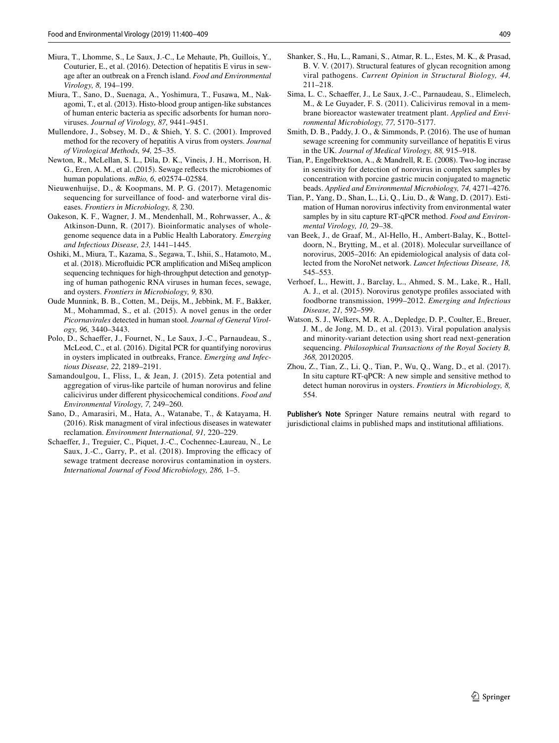Miura, T., Lhomme, S., Le Saux, J.-C., Le Mehaute, Ph, Guillois, Y., Couturier, E., et al. (2016). Detection of hepatitis E virus in sewage after an outbreak on a French island. *Food and Environmental Virology, 8,* 194–199.

Miura, T., Sano, D., Suenaga, A., Yoshimura, T., Fusawa, M., Nakagomi, T., et al. (2013). Histo-blood group antigen-like substances of human enteric bacteria as specific adsorbents for human noroviruses. *Journal of Virology, 87,* 9441–9451.

Mullendore, J., Sobsey, M. D., & Shieh, Y. S. C. (2001). Improved method for the recovery of hepatitis A virus from oysters. *Journal of Virological Methods, 94,* 25–35.

Newton, R., McLellan, S. L., Dila, D. K., Vineis, J. H., Morrison, H. G., Eren, A. M., et al. (2015). Sewage reflects the microbiomes of human populations. *mBio, 6,* e02574–02584.

Nieuwenhuijse, D., & Koopmans, M. P. G. (2017). Metagenomic sequencing for surveillance of food- and waterborne viral diseases. *Frontiers in Microbiology, 8,* 230.

Oakeson, K. F., Wagner, J. M., Mendenhall, M., Rohrwasser, A., & Atkinson-Dunn, R. (2017). Bioinformatic analyses of whole-genome sequence data in a Public Health Laboratory. *Emerging and Infectious Disease, 23,* 1441–1445.

Oshiki, M., Miura, T., Kazama, S., Segawa, T., Ishii, S., Hatamoto, M., et al. (2018). Microfluidic PCR amplification and MiSeq amplicon sequencing techniques for high-throughput detection and genotyping of human pathogenic RNA viruses in human feces, sewage, and oysters. *Frontiers in Microbiology, 9,* 830.

Oude Munnink, B. B., Cotten, M., Deijs, M., Jebbink, M. F., Bakker, M., Mohammad, S., et al. (2015). A novel genus in the order *Picornavirales* detected in human stool. *Journal of General Virology, 96,* 3440–3443.

Polo, D., Schaeffer, J., Fournet, N., Le Saux, J.-C., Parnaudeau, S., McLeod, C., et al. (2016). Digital PCR for quantifying norovirus in oysters implicated in outbreaks, France. *Emerging and Infectious Disease, 22,* 2189–2191.

Samandoulgou, I., Fliss, I., & Jean, J. (2015). Zeta potential and aggregation of virus-like partcile of human norovirus and feline calicivirus under different physicochemical conditions. *Food and Environmental Virology, 7,* 249–260.

Sano, D., Amarasiri, M., Hata, A., Watanabe, T., & Katayama, H. (2016). Risk managment of viral infectious diseases in watewater reclamation. *Environment International, 91,* 220–229.

Schaeffer, J., Treguier, C., Piquet, J.-C., Cochennec-Laureau, N., Le Saux, J.-C., Garry, P., et al. (2018). Improving the efficacy of sewage tratment decrease norovirus contamination in oysters. *International Journal of Food Microbiology, 286,* 1–5.

Shanker, S., Hu, L., Ramani, S., Atmar, R. L., Estes, M. K., & Prasad, B. V. V. (2017). Structural features of glycan recognition among viral pathogens. *Current Opinion in Structural Biology, 44,* 211–218.

Sima, L. C., Schaeffer, J., Le Saux, J.-C., Parnaudeau, S., Elimelech, M., & Le Guyader, F. S. (2011). Calicivirus removal in a membrane bioreactor wastewater treatment plant. *Applied and Environmental Microbiology, 77,* 5170–5177.

Smith, D. B., Paddy, J. O., & Simmonds, P. (2016). The use of human sewage screening for community surveillance of hepatitis E virus in the UK. *Journal of Medical Virology, 88,* 915–918.

Tian, P., Engelbrektson, A., & Mandrell, R. E. (2008). Two-log incrase in sensitivity for detection of norovirus in complex samples by concentration with porcine gastric mucin conjugated to magnetic beads. *Applied and Environmental Microbiology, 74,* 4271–4276.

Tian, P., Yang, D., Shan, L., Li, Q., Liu, D., & Wang, D. (2017). Estimation of Human norovirus infectivity from environmental water samples by in situ capture RT-qPCR method. *Food and Environmental Virology, 10,* 29–38.

van Beek, J., de Graaf, M., Al-Hello, H., Ambert-Balay, K., Botteldoorn, N., Brytting, M., et al. (2018). Molecular surveillance of norovirus, 2005–2016: An epidemiological analysis of data collected from the NoroNet network. *Lancet Infectious Disease, 18,* 545–553.

Verhoef, L., Hewitt, J., Barclay, L., Ahmed, S. M., Lake, R., Hall, A. J., et al. (2015). Norovirus genotype profiles associated with foodborne transmission, 1999–2012. *Emerging and Infectious Disease, 21,* 592–599.

Watson, S. J., Welkers, M. R. A., Depledge, D. P., Coulter, E., Breuer, J. M., de Jong, M. D., et al. (2013). Viral population analysis and minority-variant detection using short read next-generation sequencing. *Philosophical Transactions of the Royal Society B, 368,* 20120205.

Zhou, Z., Tian, Z., Li, Q., Tian, P., Wu, Q., Wang, D., et al. (2017). In situ capture RT-qPCR: A new simple and sensitive method to detect human norovirus in oysters. *Frontiers in Microbiology, 8,* 554.

**Publisher's Note** Springer Nature remains neutral with regard to jurisdictional claims in published maps and institutional affiliations.